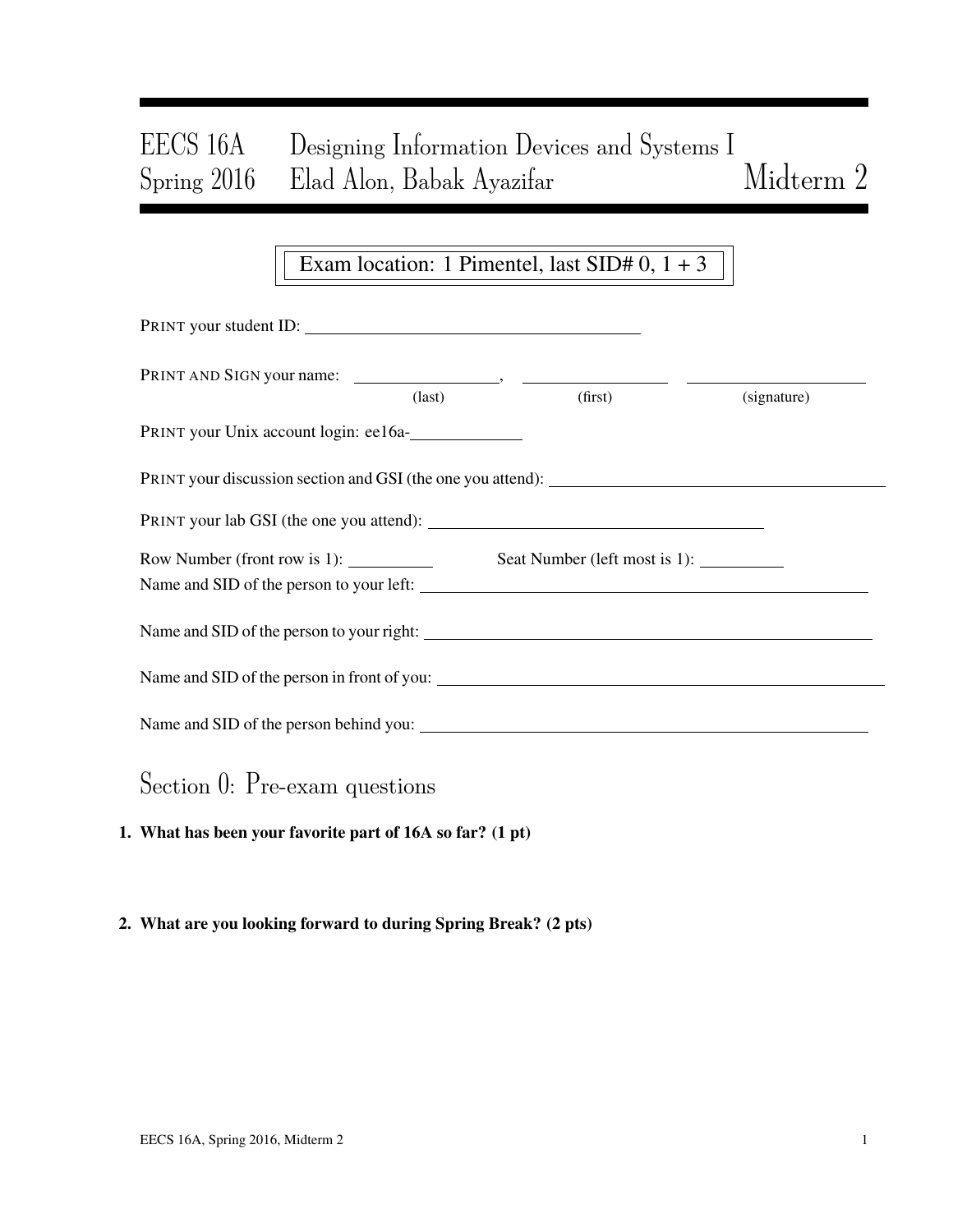# EECS 16A Designing Information Devices and Systems I
## Spring 2016 Elad Alon, Babak Ayazifar — Midterm 2

Exam location: 1 Pimentel, last SID# 0, 1 + 3

PRINT your student ID: ________________________________

PRINT AND SIGN your name: ________________, ________________ ________________
(last) (first) (signature)

PRINT your Unix account login: ee16a-__________

PRINT your discussion section and GSI (the one you attend): ________________________________

PRINT your lab GSI (the one you attend): ________________________________

Row Number (front row is 1): __________ Seat Number (left most is 1): __________

Name and SID of the person to your left: ________________________________

Name and SID of the person to your right: ________________________________

Name and SID of the person in front of you: ________________________________

Name and SID of the person behind you: ________________________________

## Section 0: Pre-exam questions

**1. What has been your favorite part of 16A so far? (1 pt)**

**2. What are you looking forward to during Spring Break? (2 pts)**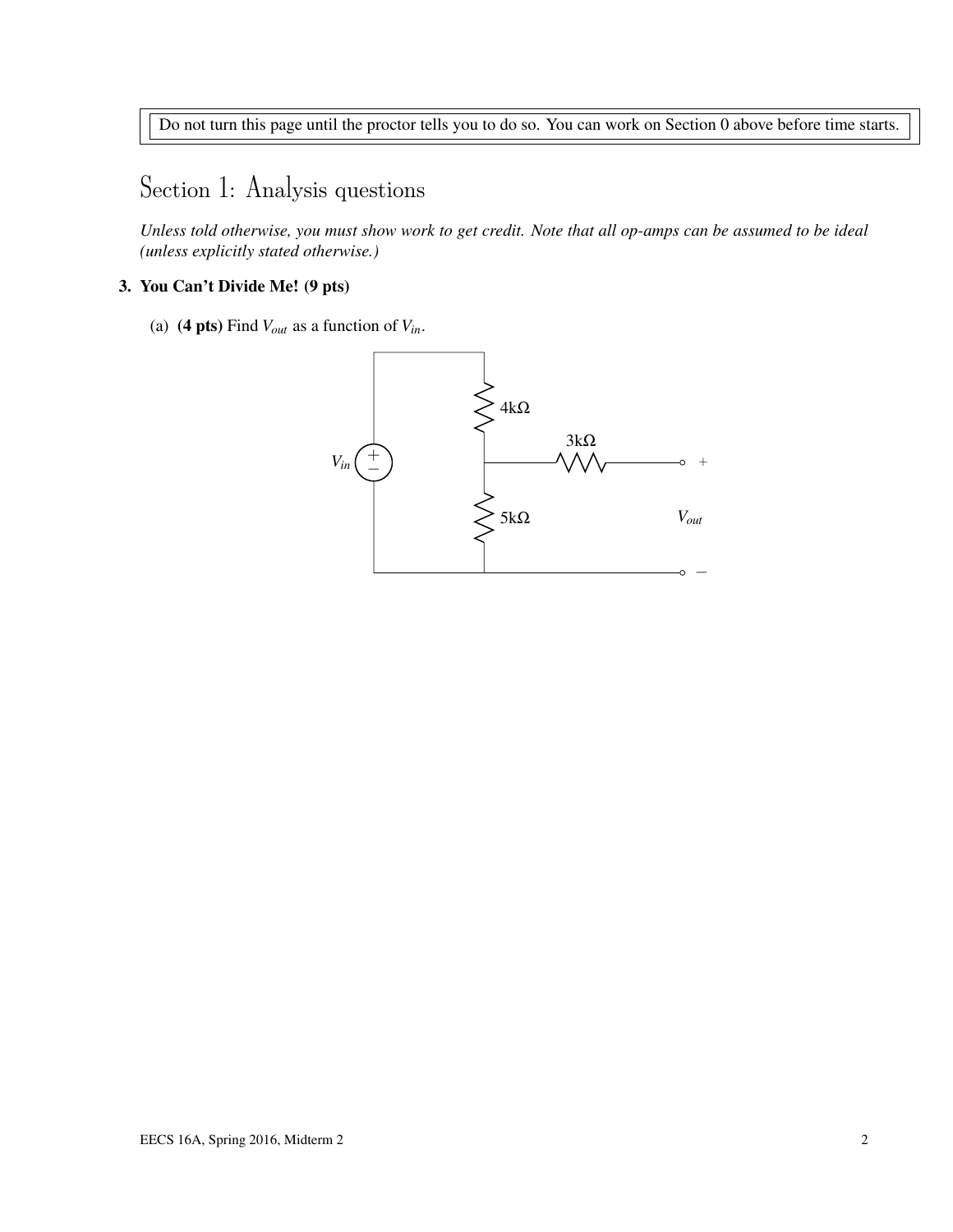Do not turn this page until the proctor tells you to do so. You can work on Section 0 above before time starts.

# Section 1: Analysis questions

*Unless told otherwise, you must show work to get credit. Note that all op-amps can be assumed to be ideal (unless explicitly stated otherwise.)*

**3. You Can't Divide Me! (9 pts)**

(a) **(4 pts)** Find $V_{out}$ as a function of $V_{in}$.

$V_{in}$ + −

4kΩ

3kΩ

5kΩ

+ $V_{out}$ −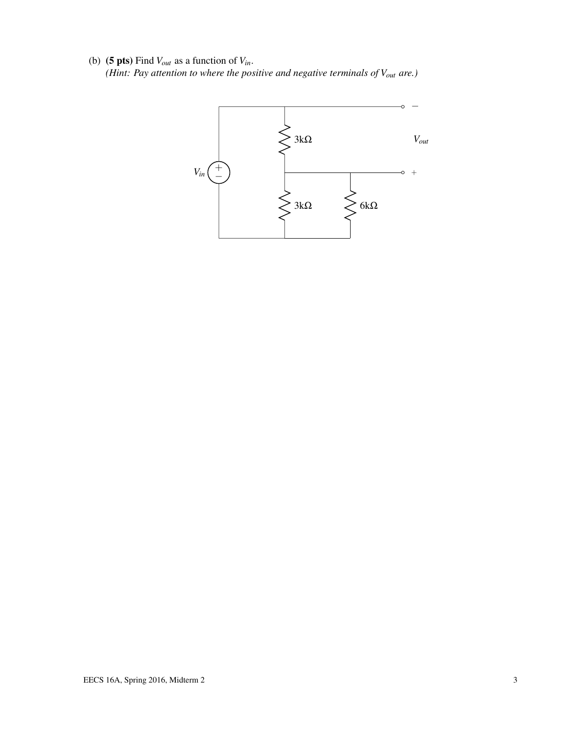(b) **(5 pts)** Find $V_{out}$ as a function of $V_{in}$.
*(Hint: Pay attention to where the positive and negative terminals of $V_{out}$ are.)*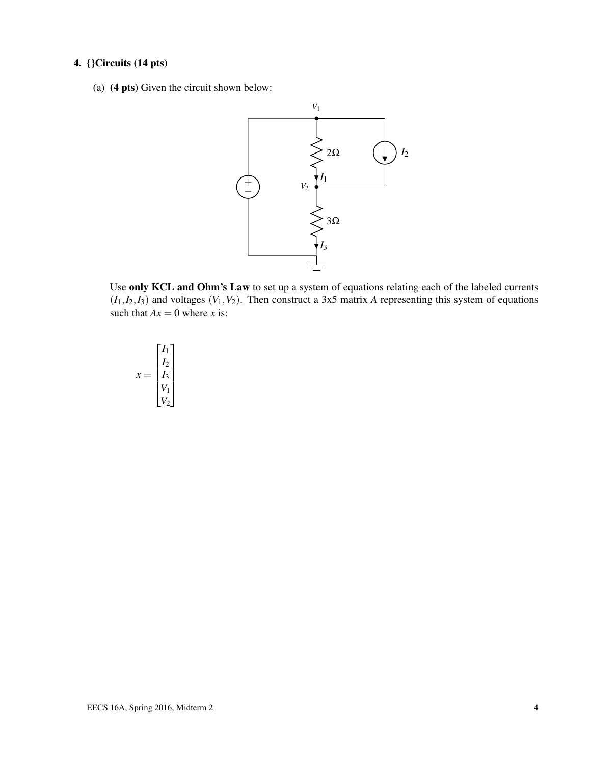### 4. {}Circuits (14 pts)

(a) **(4 pts)** Given the circuit shown below:

Use **only KCL and Ohm's Law** to set up a system of equations relating each of the labeled currents $(I_1, I_2, I_3)$ and voltages $(V_1, V_2)$. Then construct a 3x5 matrix $A$ representing this system of equations such that $Ax = 0$ where $x$ is:

$$x = \begin{bmatrix} I_1 \\ I_2 \\ I_3 \\ V_1 \\ V_2 \end{bmatrix}$$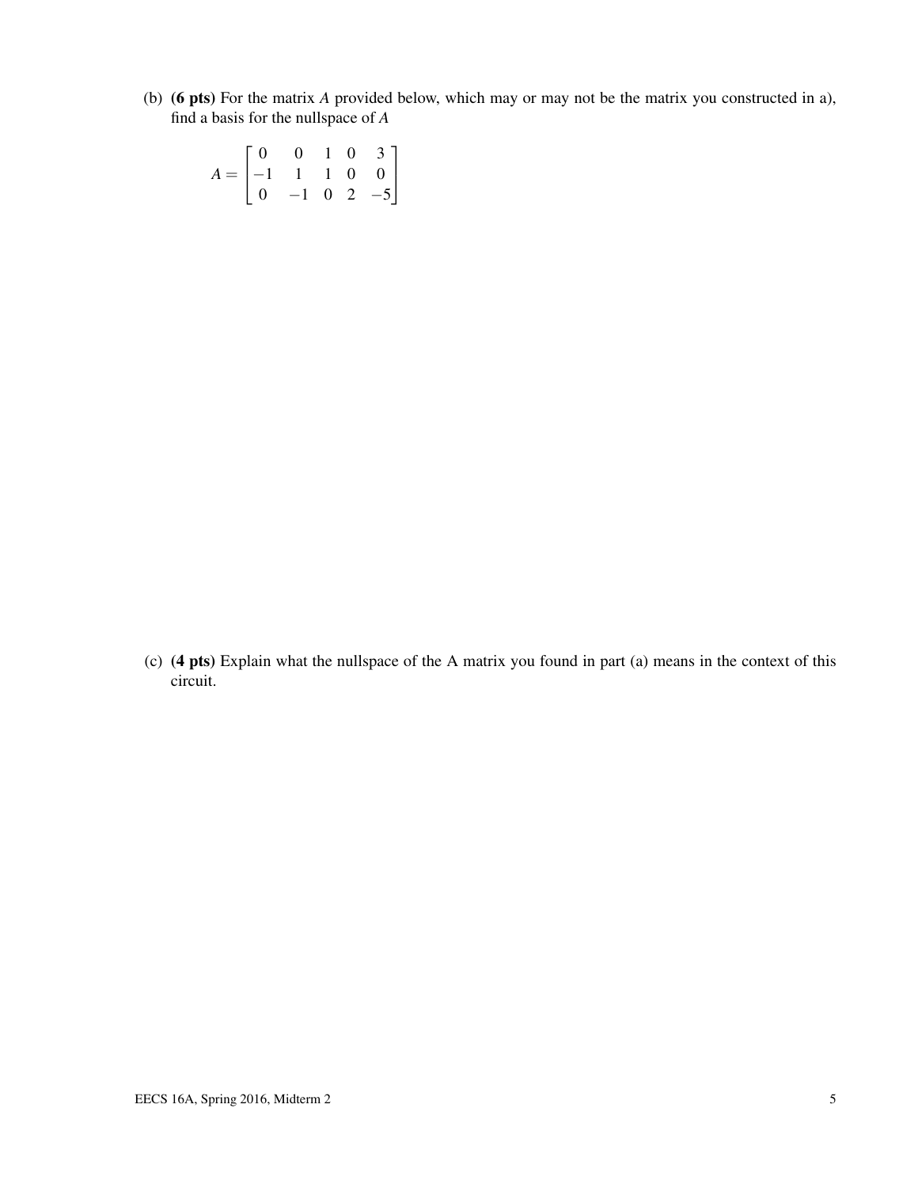(b) **(6 pts)** For the matrix $A$ provided below, which may or may not be the matrix you constructed in a), find a basis for the nullspace of $A$

$$A = \begin{bmatrix} 0 & 0 & 1 & 0 & 3 \\ -1 & 1 & 1 & 0 & 0 \\ 0 & -1 & 0 & 2 & -5 \end{bmatrix}$$

(c) **(4 pts)** Explain what the nullspace of the A matrix you found in part (a) means in the context of this circuit.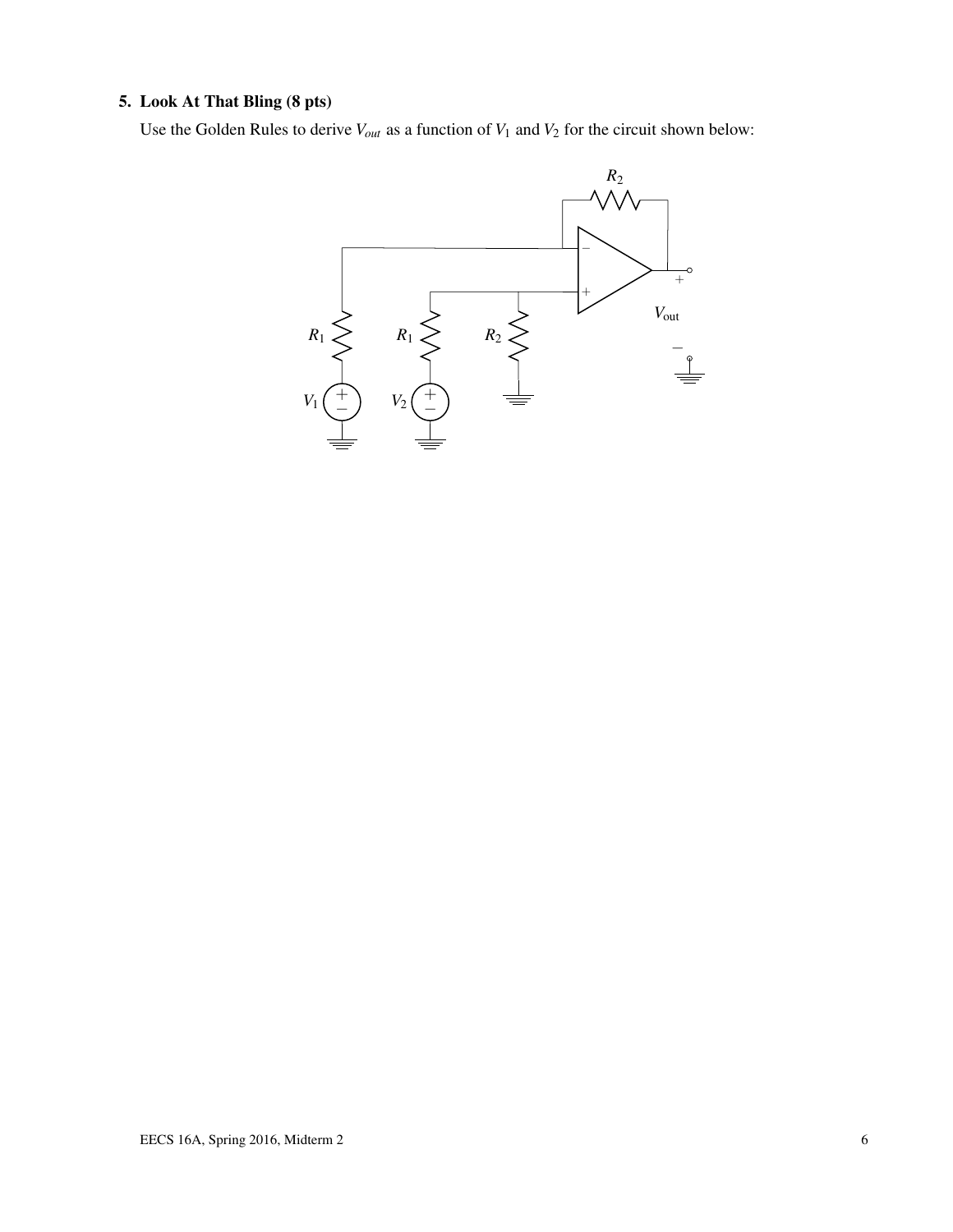## 5. Look At That Bling (8 pts)

Use the Golden Rules to derive $V_{out}$ as a function of $V_1$ and $V_2$ for the circuit shown below: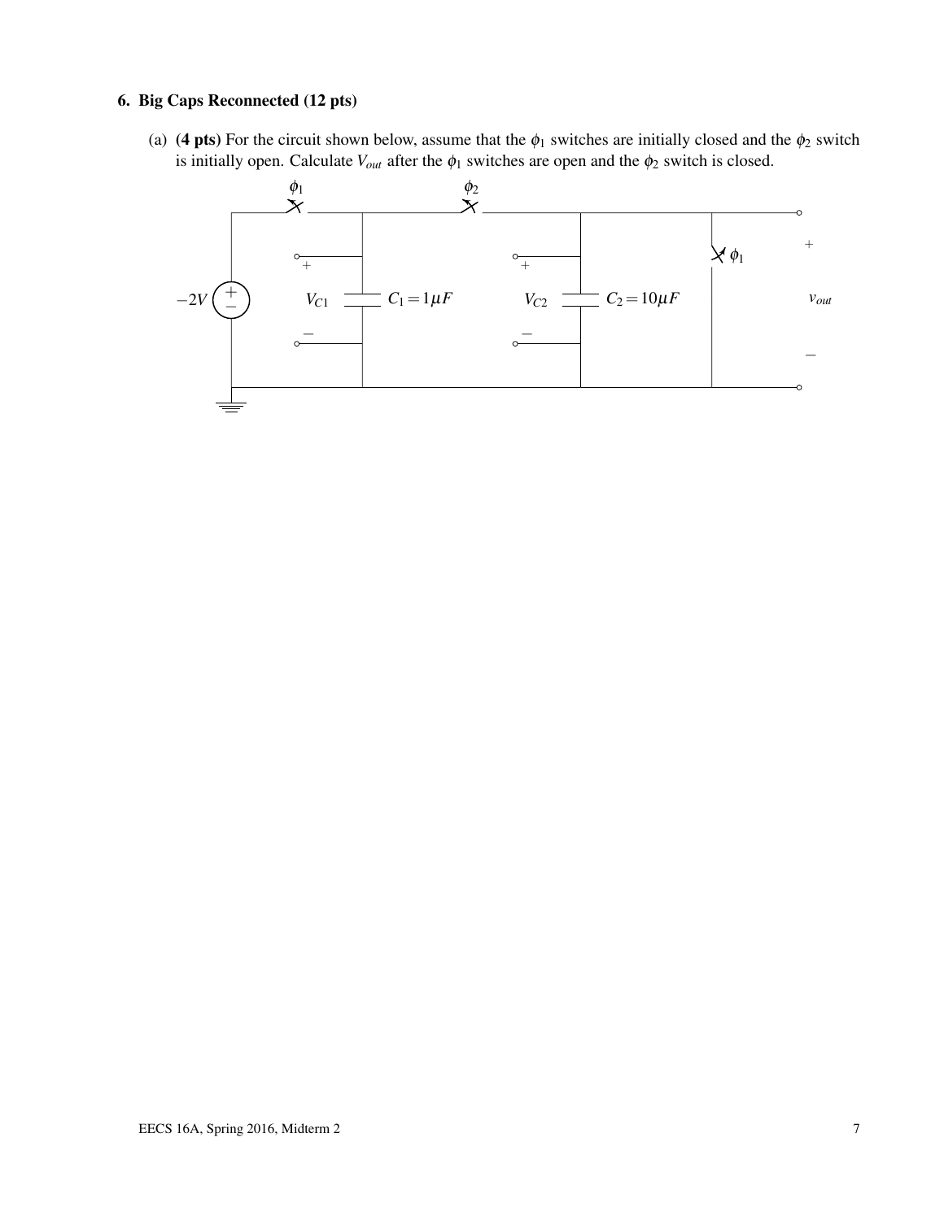## 6. Big Caps Reconnected (12 pts)

(a) **(4 pts)** For the circuit shown below, assume that the $\phi_1$ switches are initially closed and the $\phi_2$ switch is initially open. Calculate $V_{out}$ after the $\phi_1$ switches are open and the $\phi_2$ switch is closed.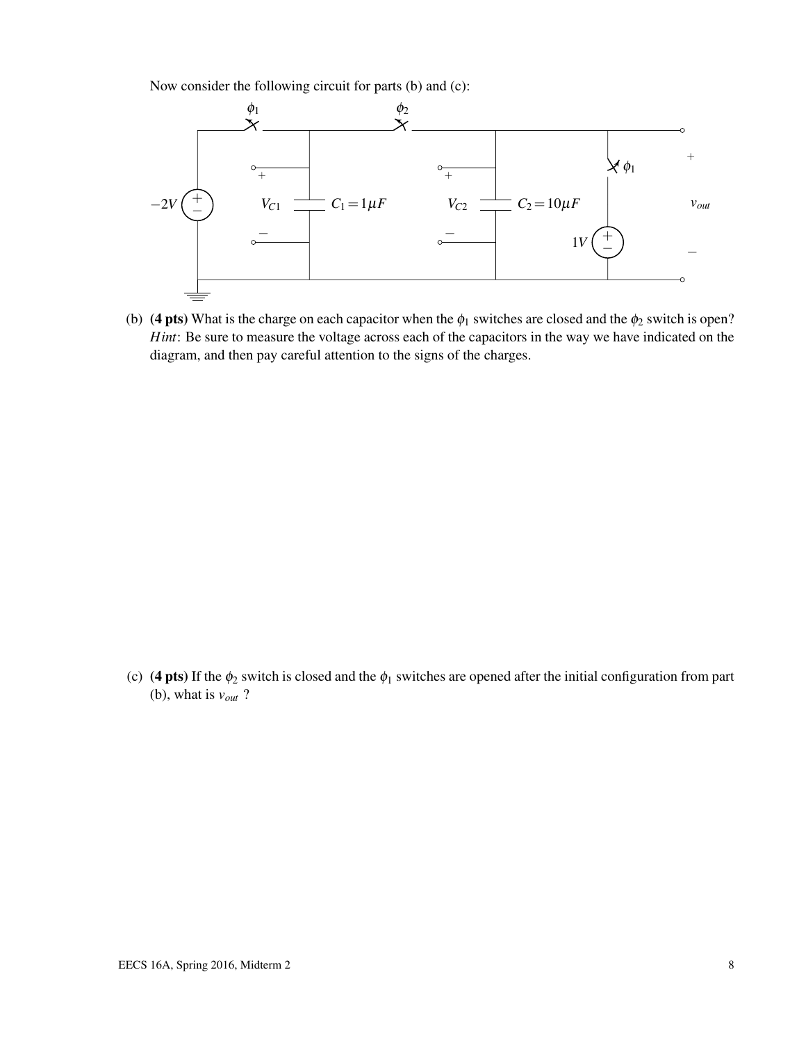Now consider the following circuit for parts (b) and (c):

(b) **(4 pts)** What is the charge on each capacitor when the $\phi_1$ switches are closed and the $\phi_2$ switch is open? *Hint*: Be sure to measure the voltage across each of the capacitors in the way we have indicated on the diagram, and then pay careful attention to the signs of the charges.

(c) **(4 pts)** If the $\phi_2$ switch is closed and the $\phi_1$ switches are opened after the initial configuration from part (b), what is $v_{out}$ ?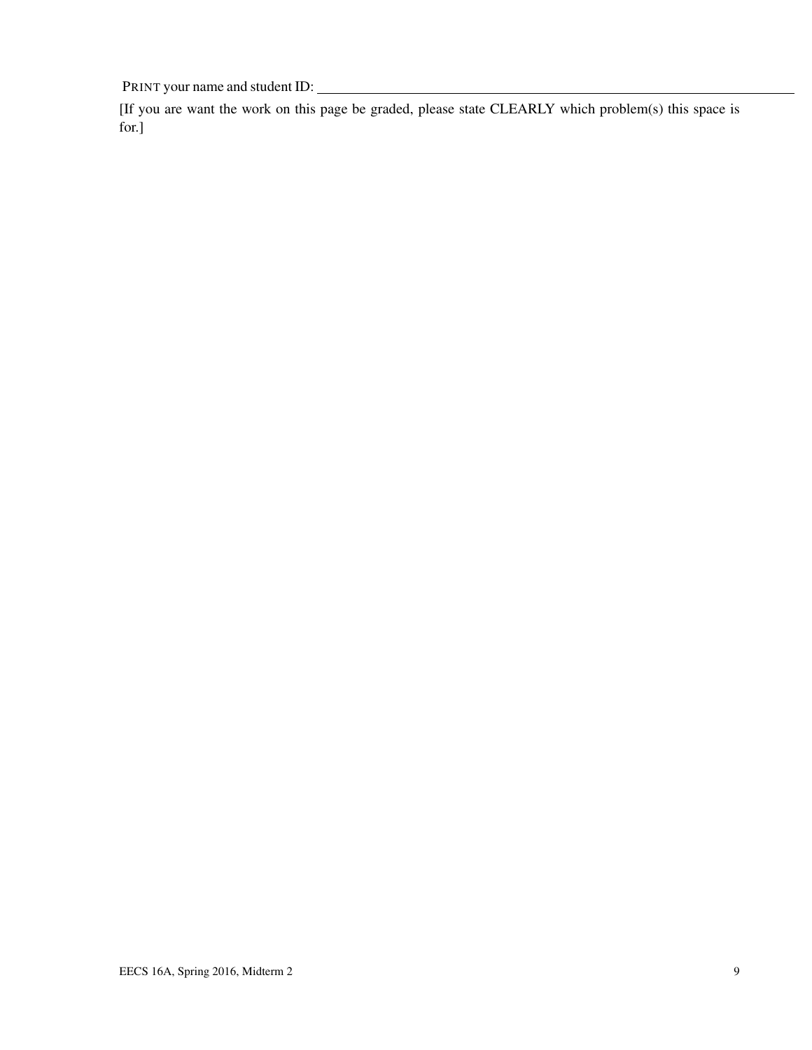PRINT your name and student ID: ________________________________________

[If you are want the work on this page be graded, please state CLEARLY which problem(s) this space is for.]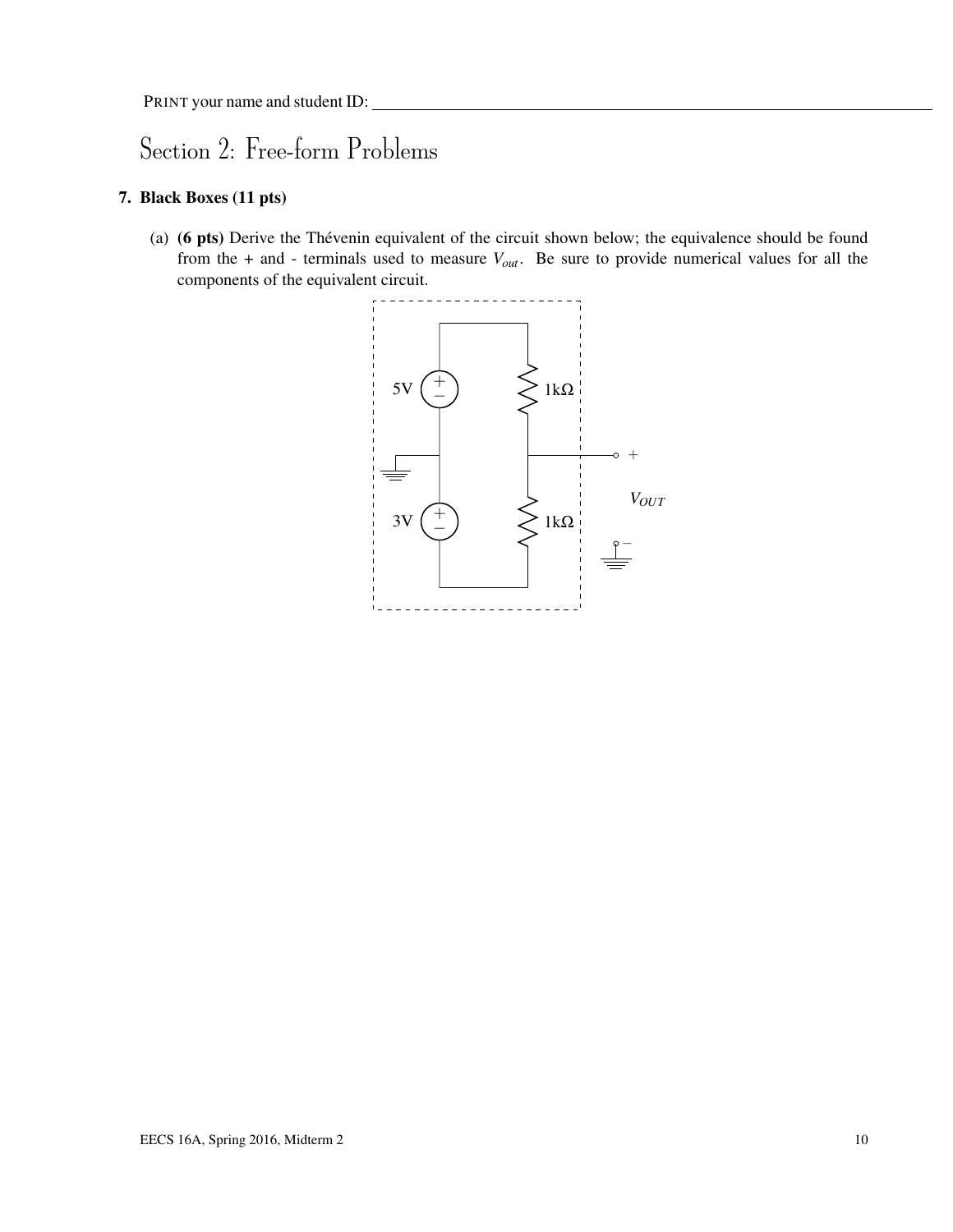PRINT your name and student ID: ________________________________

# Section 2: Free-form Problems

**7. Black Boxes (11 pts)**

(a) **(6 pts)** Derive the Thévenin equivalent of the circuit shown below; the equivalence should be found from the + and - terminals used to measure $V_{out}$. Be sure to provide numerical values for all the components of the equivalent circuit.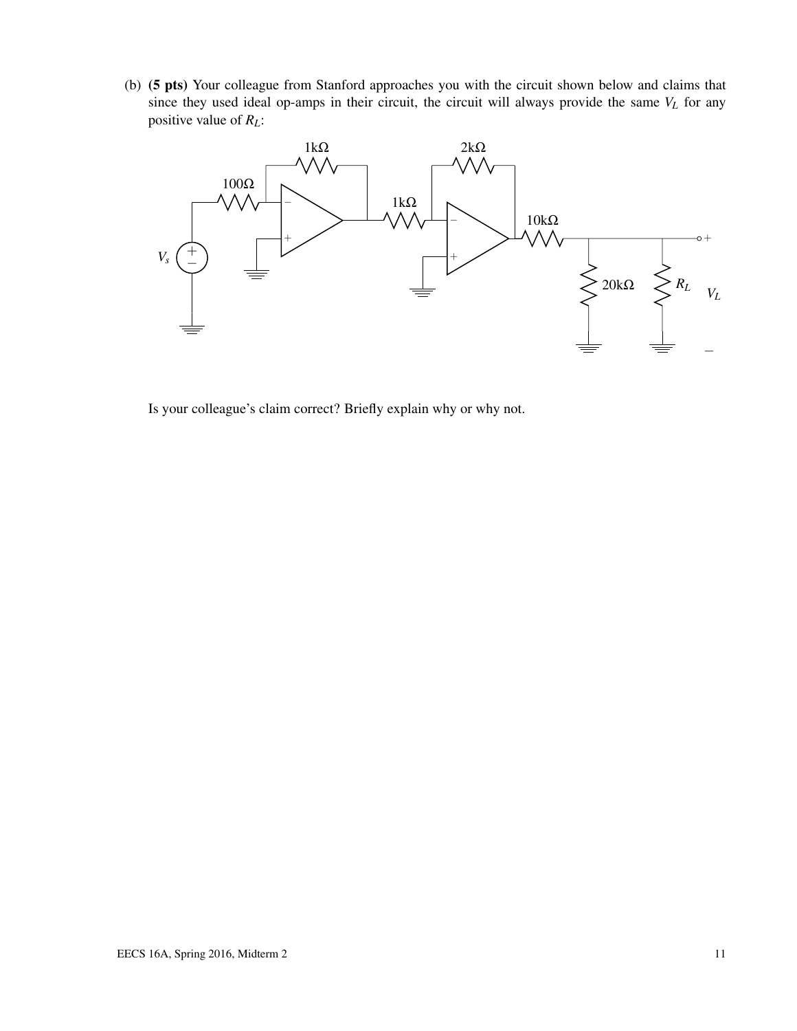(b) **(5 pts)** Your colleague from Stanford approaches you with the circuit shown below and claims that since they used ideal op-amps in their circuit, the circuit will always provide the same $V_L$ for any positive value of $R_L$:

Is your colleague's claim correct? Briefly explain why or why not.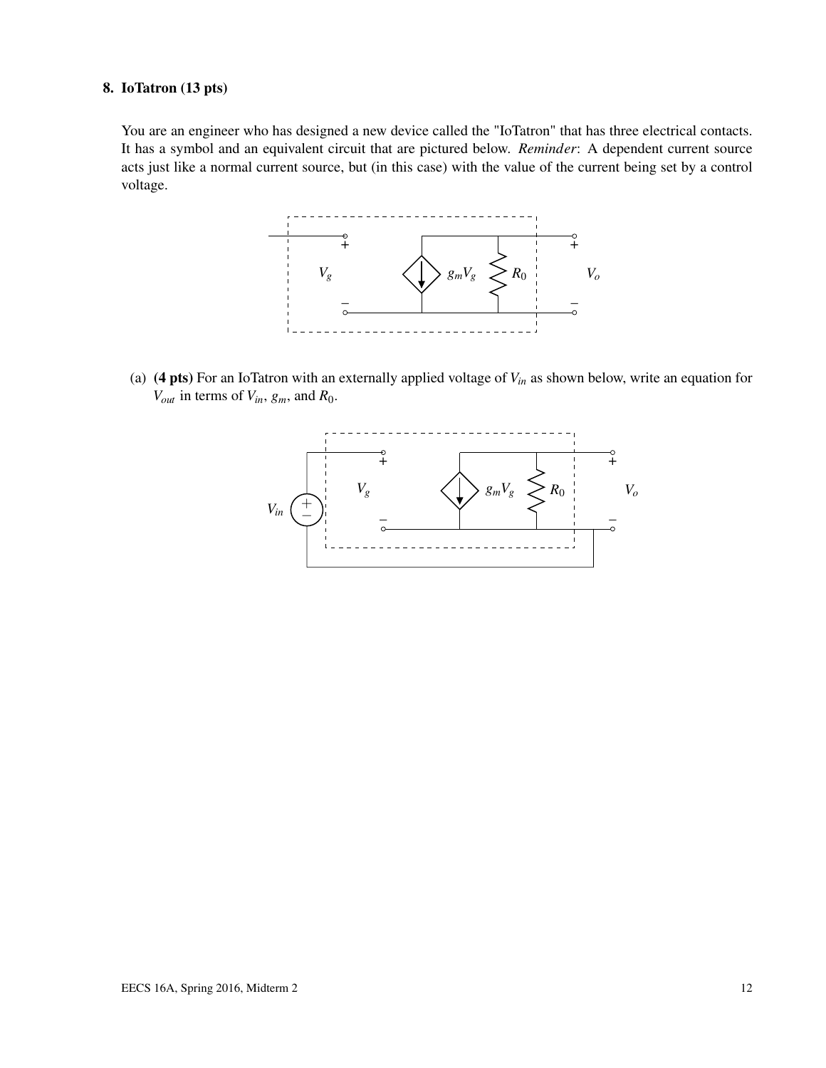### 8. IoTatron (13 pts)

You are an engineer who has designed a new device called the "IoTatron" that has three electrical contacts. It has a symbol and an equivalent circuit that are pictured below. *Reminder*: A dependent current source acts just like a normal current source, but (in this case) with the value of the current being set by a control voltage.

(a) **(4 pts)** For an IoTatron with an externally applied voltage of $V_{in}$ as shown below, write an equation for $V_{out}$ in terms of $V_{in}$, $g_m$, and $R_0$.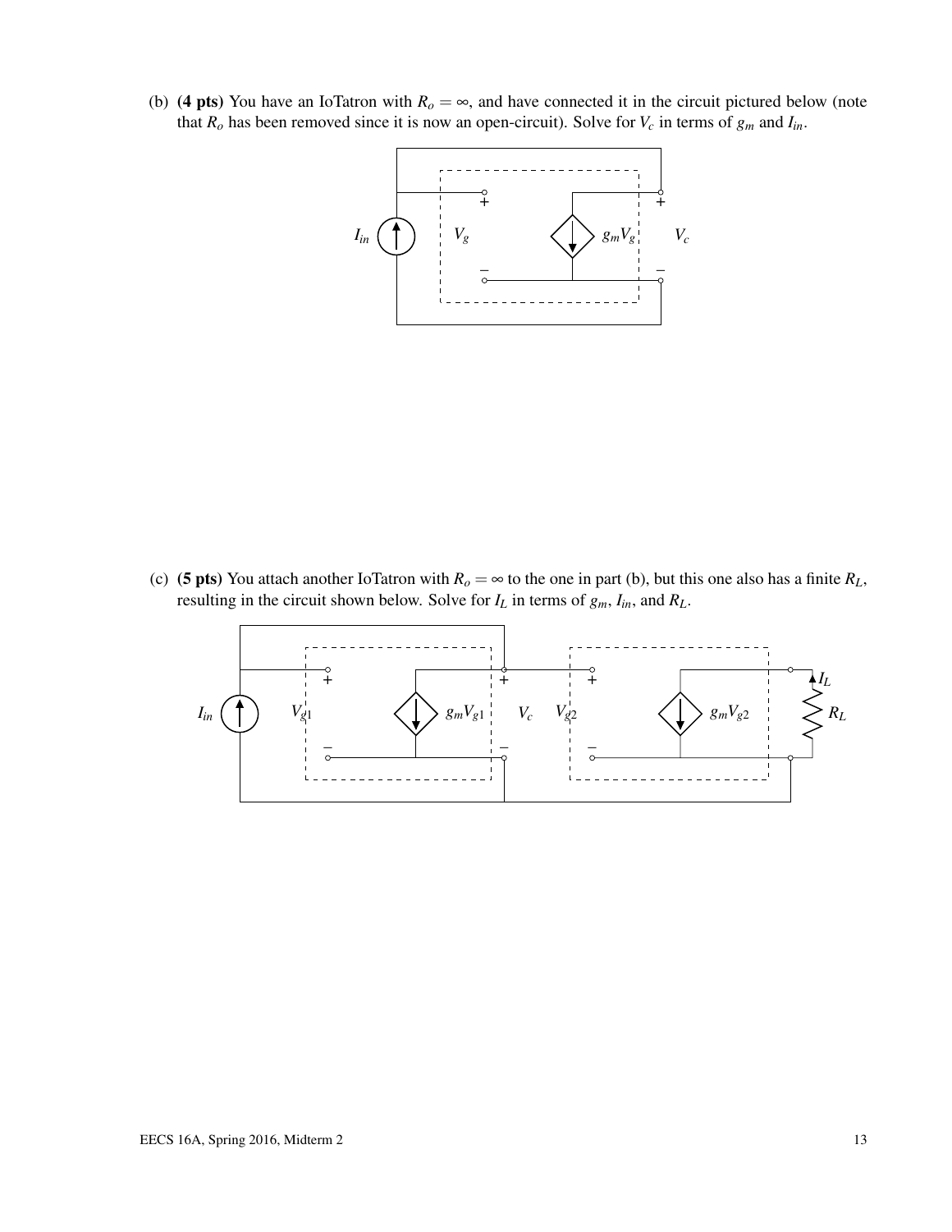(b) **(4 pts)** You have an IoTatron with $R_o = \infty$, and have connected it in the circuit pictured below (note that $R_o$ has been removed since it is now an open-circuit). Solve for $V_c$ in terms of $g_m$ and $I_{in}$.

(c) **(5 pts)** You attach another IoTatron with $R_o = \infty$ to the one in part (b), but this one also has a finite $R_L$, resulting in the circuit shown below. Solve for $I_L$ in terms of $g_m$, $I_{in}$, and $R_L$.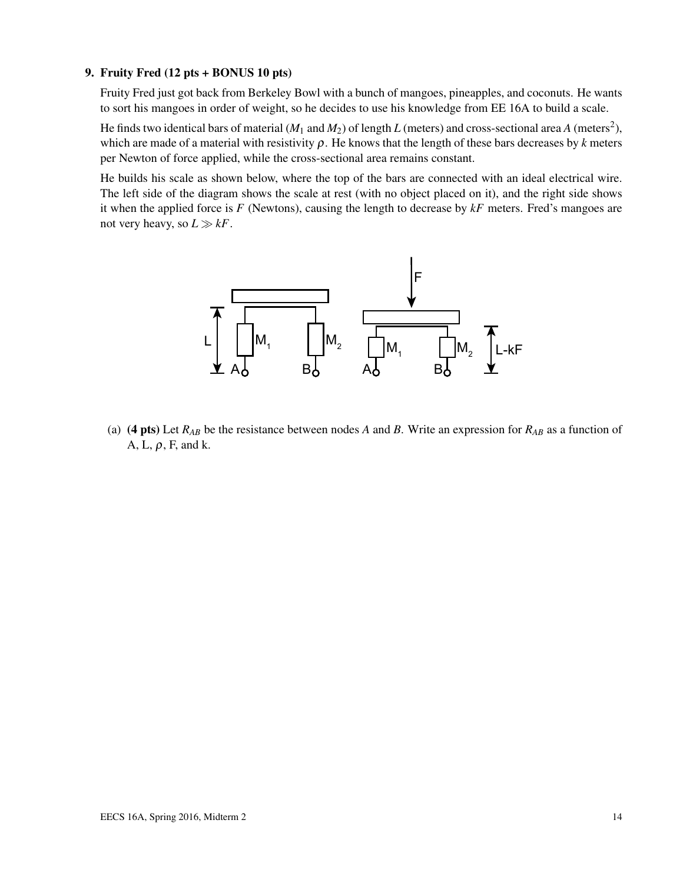### 9. Fruity Fred (12 pts + BONUS 10 pts)

Fruity Fred just got back from Berkeley Bowl with a bunch of mangoes, pineapples, and coconuts. He wants to sort his mangoes in order of weight, so he decides to use his knowledge from EE 16A to build a scale.

He finds two identical bars of material ($M_1$ and $M_2$) of length $L$ (meters) and cross-sectional area $A$ (meters$^2$), which are made of a material with resistivity $\rho$. He knows that the length of these bars decreases by $k$ meters per Newton of force applied, while the cross-sectional area remains constant.

He builds his scale as shown below, where the top of the bars are connected with an ideal electrical wire. The left side of the diagram shows the scale at rest (with no object placed on it), and the right side shows it when the applied force is $F$ (Newtons), causing the length to decrease by $kF$ meters. Fred's mangoes are not very heavy, so $L \gg kF$.

(a) **(4 pts)** Let $R_{AB}$ be the resistance between nodes $A$ and $B$. Write an expression for $R_{AB}$ as a function of A, L, $\rho$, F, and k.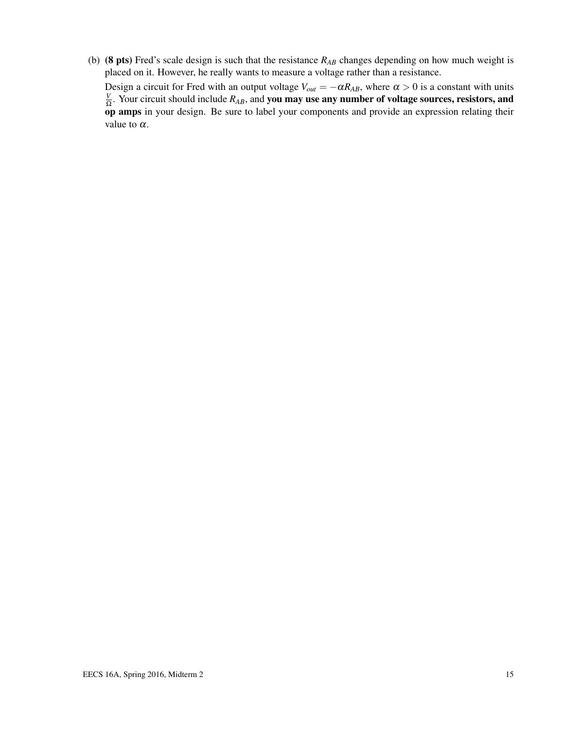(b) **(8 pts)** Fred's scale design is such that the resistance $R_{AB}$ changes depending on how much weight is placed on it. However, he really wants to measure a voltage rather than a resistance.

Design a circuit for Fred with an output voltage $V_{out} = -\alpha R_{AB}$, where $\alpha > 0$ is a constant with units $\frac{V}{\Omega}$. Your circuit should include $R_{AB}$, and **you may use any number of voltage sources, resistors, and op amps** in your design. Be sure to label your components and provide an expression relating their value to $\alpha$.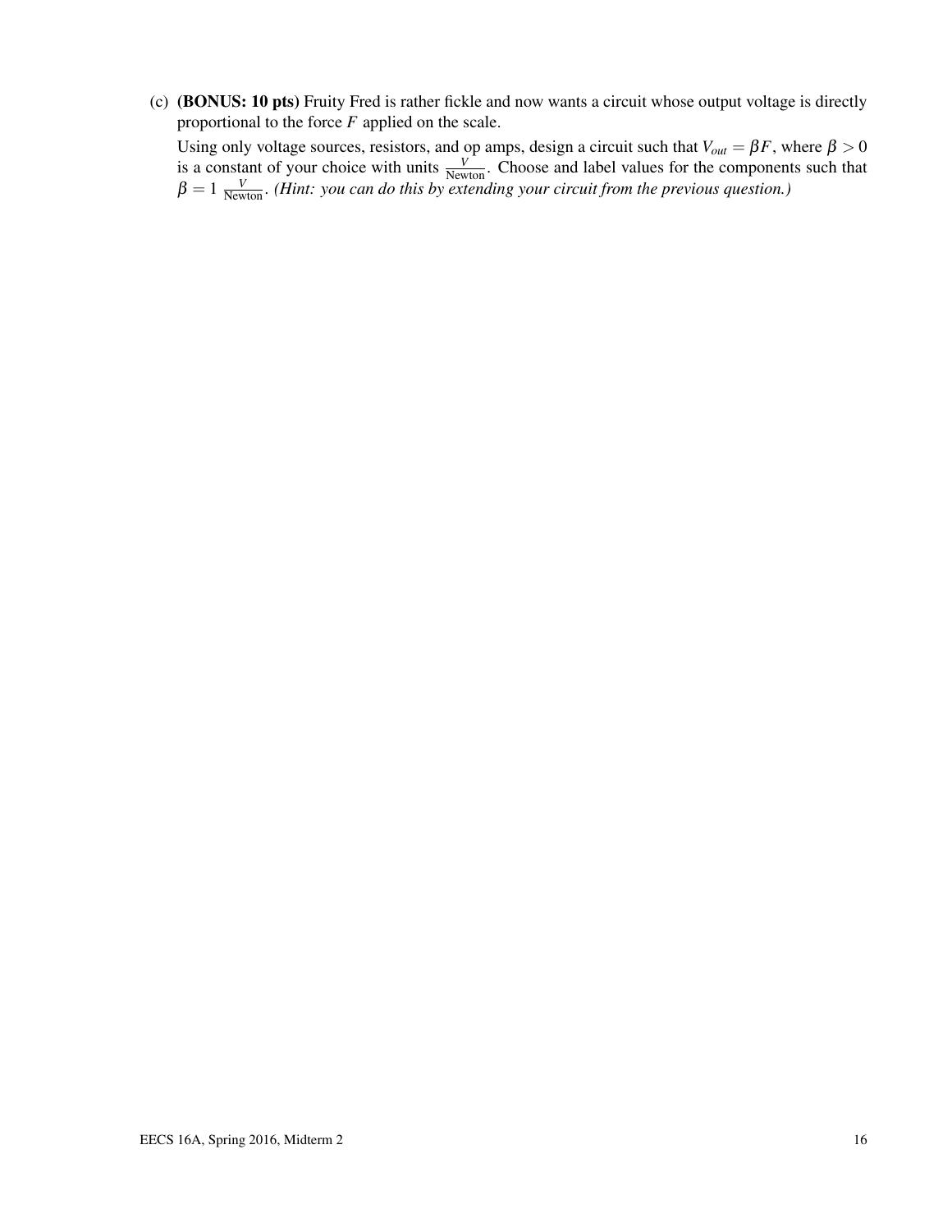(c) **(BONUS: 10 pts)** Fruity Fred is rather fickle and now wants a circuit whose output voltage is directly proportional to the force $F$ applied on the scale.

Using only voltage sources, resistors, and op amps, design a circuit such that $V_{out} = \beta F$, where $\beta > 0$ is a constant of your choice with units $\frac{V}{\text{Newton}}$. Choose and label values for the components such that $\beta = 1\ \frac{V}{\text{Newton}}$. *(Hint: you can do this by extending your circuit from the previous question.)*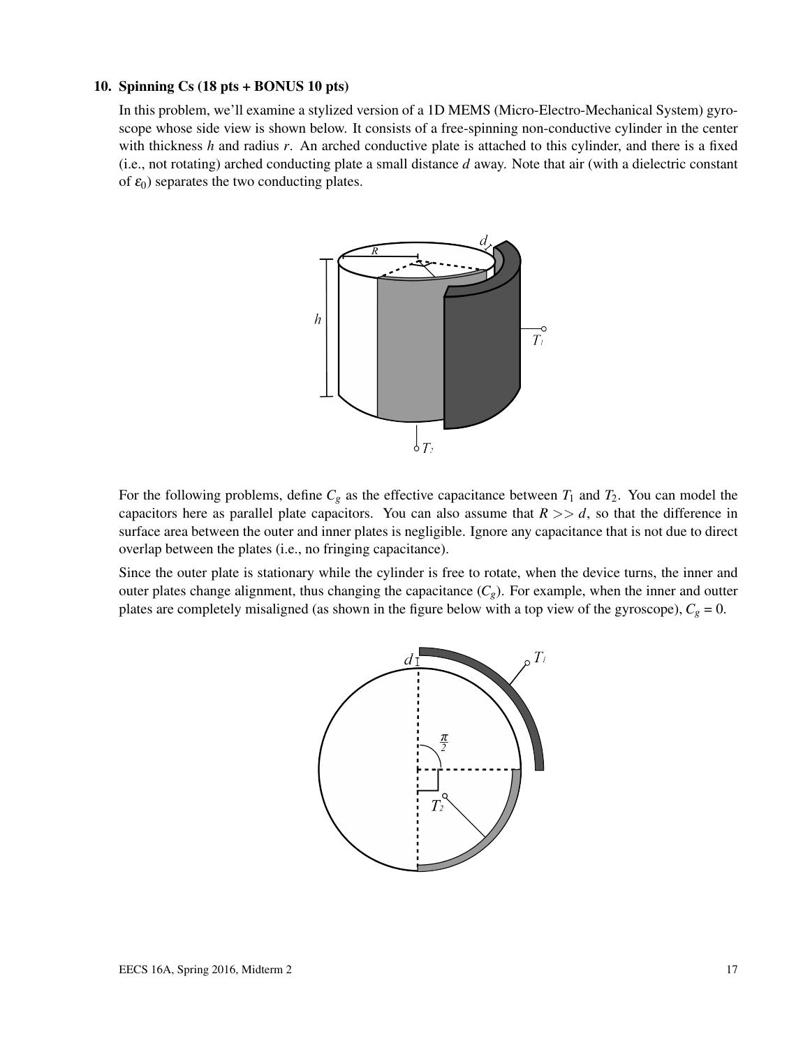## 10. Spinning Cs (18 pts + BONUS 10 pts)

In this problem, we'll examine a stylized version of a 1D MEMS (Micro-Electro-Mechanical System) gyroscope whose side view is shown below. It consists of a free-spinning non-conductive cylinder in the center with thickness $h$ and radius $r$. An arched conductive plate is attached to this cylinder, and there is a fixed (i.e., not rotating) arched conducting plate a small distance $d$ away. Note that air (with a dielectric constant of $\varepsilon_0$) separates the two conducting plates.

For the following problems, define $C_g$ as the effective capacitance between $T_1$ and $T_2$. You can model the capacitors here as parallel plate capacitors. You can also assume that $R >> d$, so that the difference in surface area between the outer and inner plates is negligible. Ignore any capacitance that is not due to direct overlap between the plates (i.e., no fringing capacitance).

Since the outer plate is stationary while the cylinder is free to rotate, when the device turns, the inner and outer plates change alignment, thus changing the capacitance ($C_g$). For example, when the inner and outter plates are completely misaligned (as shown in the figure below with a top view of the gyroscope), $C_g = 0$.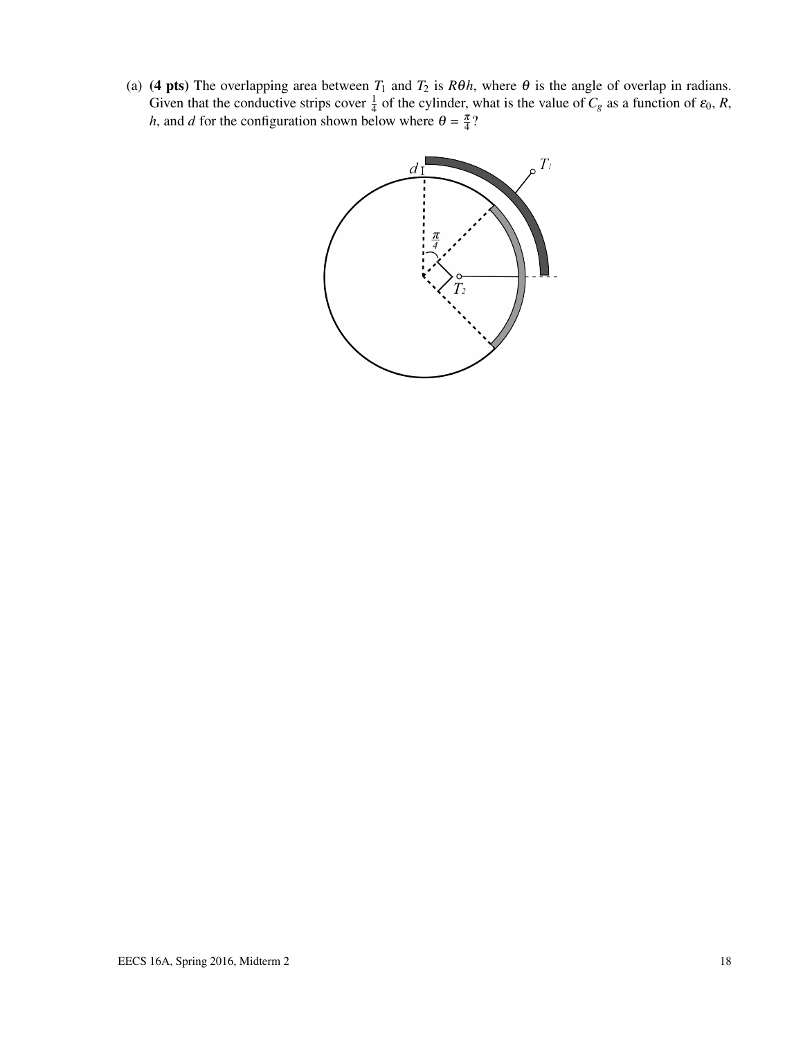(a) **(4 pts)** The overlapping area between $T_1$ and $T_2$ is $R\theta h$, where $\theta$ is the angle of overlap in radians. Given that the conductive strips cover $\frac{1}{4}$ of the cylinder, what is the value of $C_g$ as a function of $\varepsilon_0$, $R$, $h$, and $d$ for the configuration shown below where $\theta = \frac{\pi}{4}$?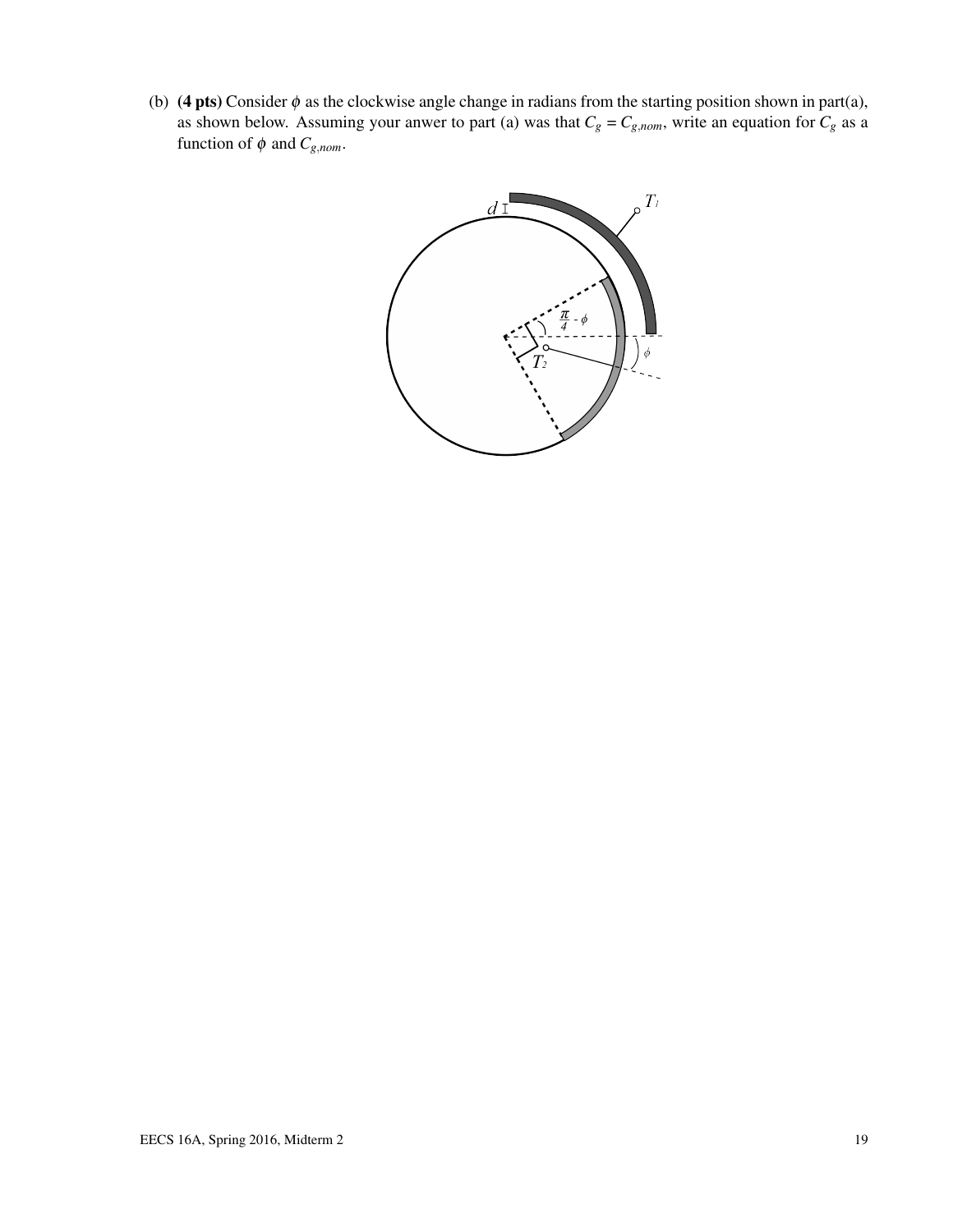(b) **(4 pts)** Consider $\phi$ as the clockwise angle change in radians from the starting position shown in part(a), as shown below. Assuming your anwer to part (a) was that $C_g = C_{g,nom}$, write an equation for $C_g$ as a function of $\phi$ and $C_{g,nom}$.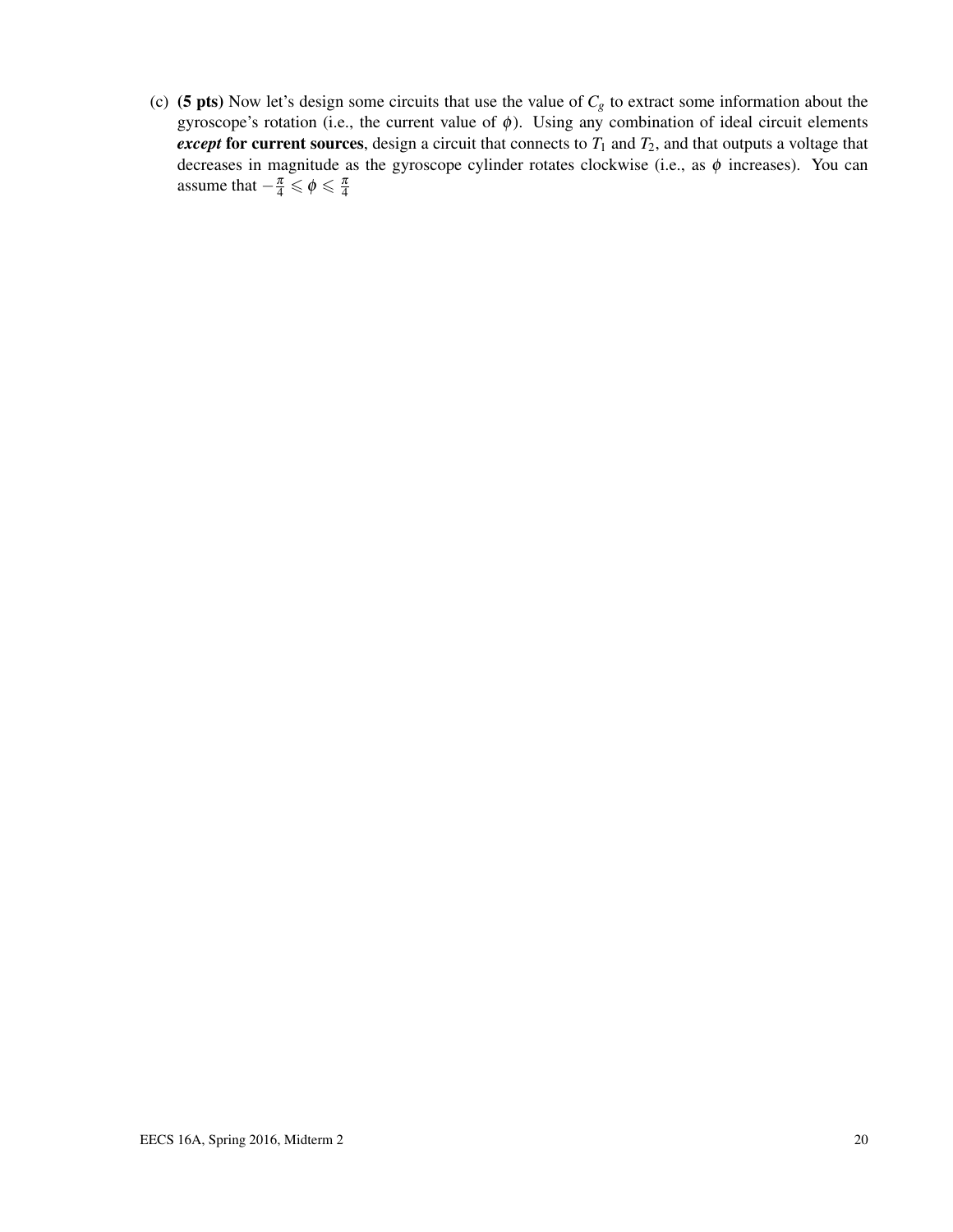(c) **(5 pts)** Now let's design some circuits that use the value of $C_g$ to extract some information about the gyroscope's rotation (i.e., the current value of $\phi$). Using any combination of ideal circuit elements ***except*** **for current sources**, design a circuit that connects to $T_1$ and $T_2$, and that outputs a voltage that decreases in magnitude as the gyroscope cylinder rotates clockwise (i.e., as $\phi$ increases). You can assume that $-\frac{\pi}{4} \leqslant \phi \leqslant \frac{\pi}{4}$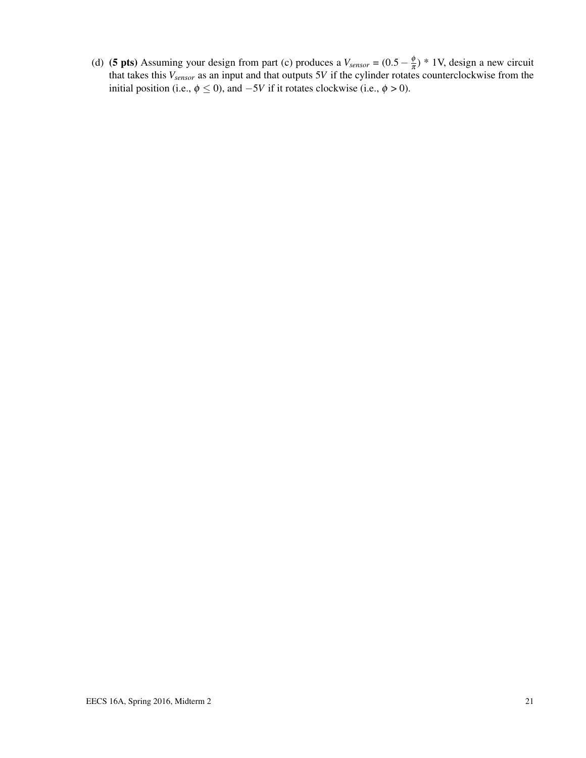(d) **(5 pts)** Assuming your design from part (c) produces a $V_{sensor} = (0.5 - \frac{\phi}{\pi}) * 1V$, design a new circuit that takes this $V_{sensor}$ as an input and that outputs $5V$ if the cylinder rotates counterclockwise from the initial position (i.e., $\phi \leq 0$), and $-5V$ if it rotates clockwise (i.e., $\phi > 0$).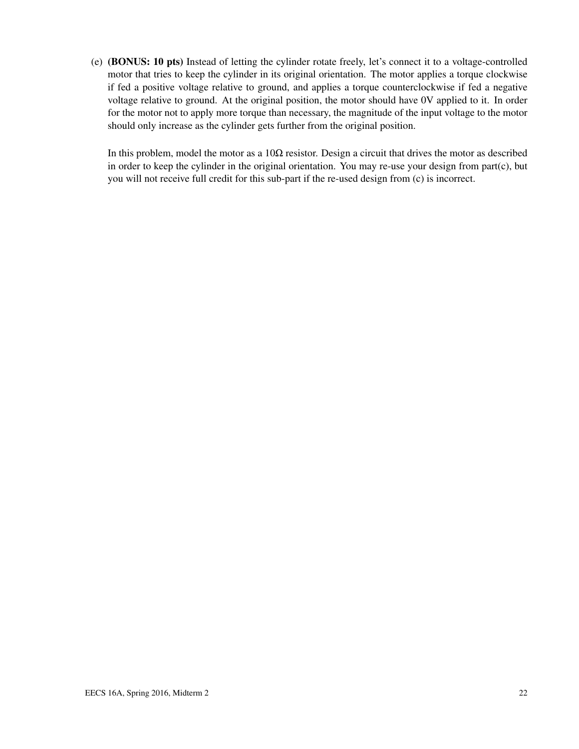(e) **(BONUS: 10 pts)** Instead of letting the cylinder rotate freely, let's connect it to a voltage-controlled motor that tries to keep the cylinder in its original orientation. The motor applies a torque clockwise if fed a positive voltage relative to ground, and applies a torque counterclockwise if fed a negative voltage relative to ground. At the original position, the motor should have 0V applied to it. In order for the motor not to apply more torque than necessary, the magnitude of the input voltage to the motor should only increase as the cylinder gets further from the original position.

In this problem, model the motor as a $10\Omega$ resistor. Design a circuit that drives the motor as described in order to keep the cylinder in the original orientation. You may re-use your design from part(c), but you will not receive full credit for this sub-part if the re-used design from (c) is incorrect.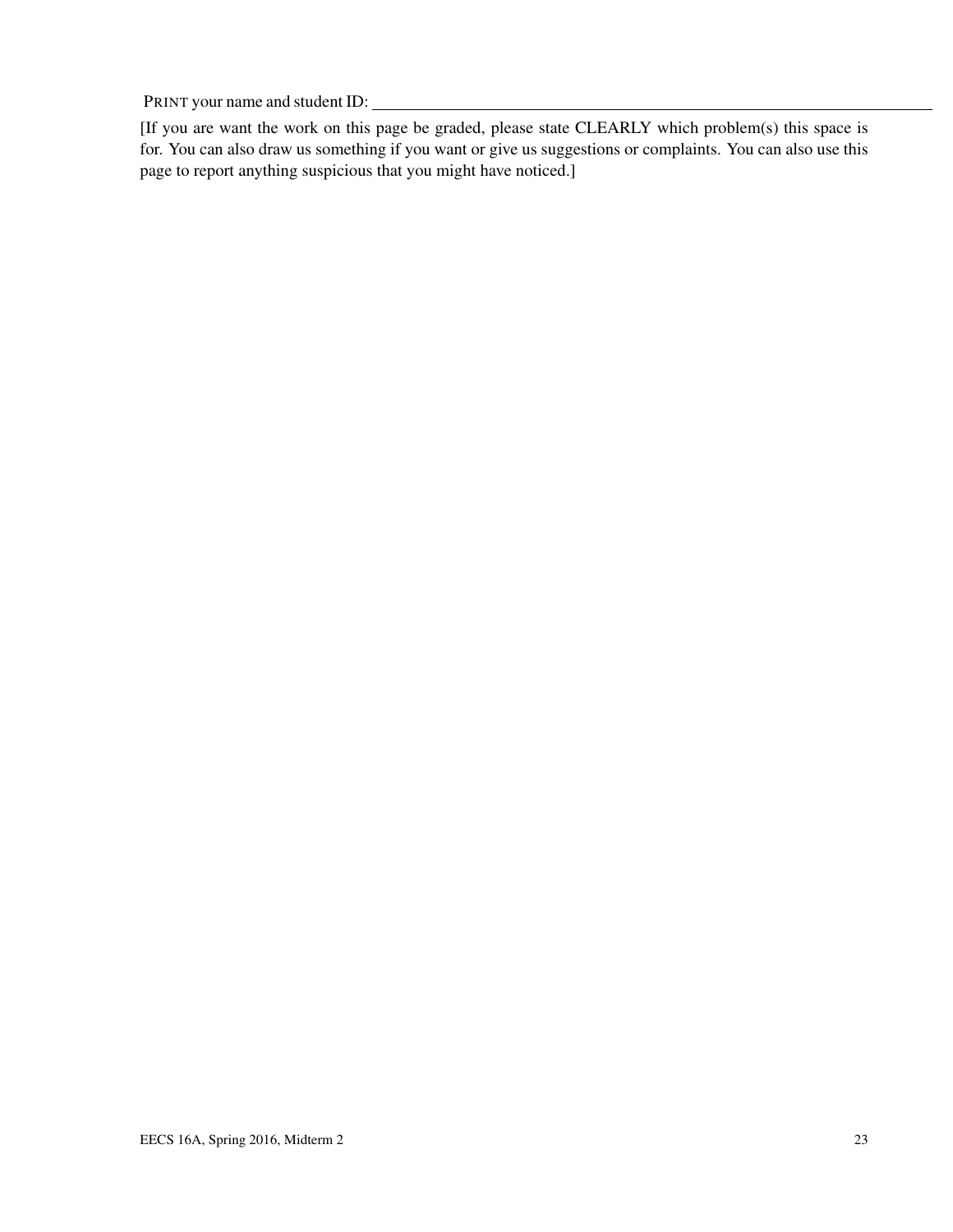PRINT your name and student ID: ______________________________

[If you are want the work on this page be graded, please state CLEARLY which problem(s) this space is for. You can also draw us something if you want or give us suggestions or complaints. You can also use this page to report anything suspicious that you might have noticed.]